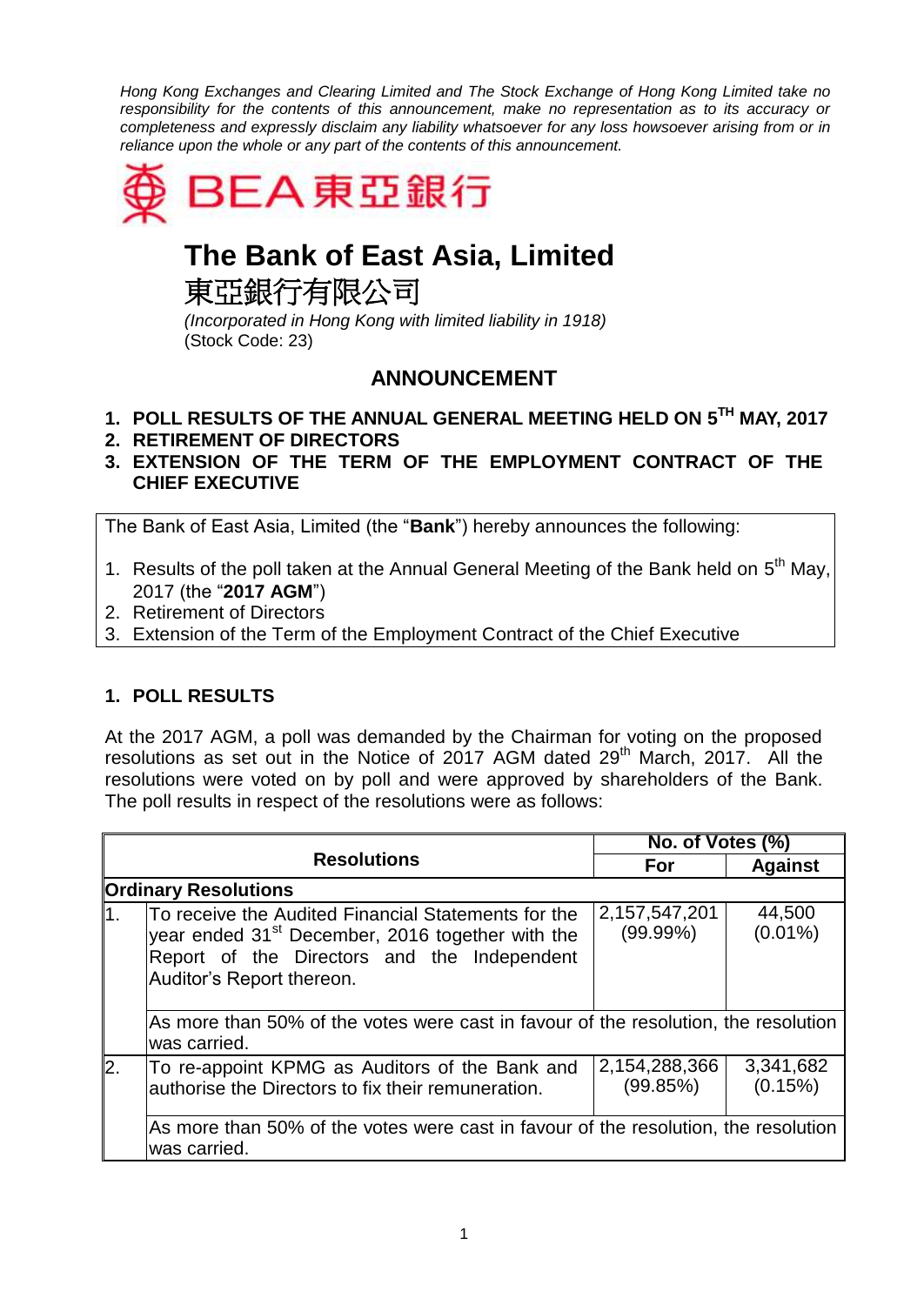*Hong Kong Exchanges and Clearing Limited and The Stock Exchange of Hong Kong Limited take no responsibility for the contents of this announcement, make no representation as to its accuracy or completeness and expressly disclaim any liability whatsoever for any loss howsoever arising from or in reliance upon the whole or any part of the contents of this announcement.*

BEA 東亞銀行

# The Bank of East Asia, Limited

# 東亞銀行有限公司

*(Incorporated in Hong Kong with limited liability in 1918)*
(Stock Code: 23)

## ANNOUNCEMENT

1. **POLL RESULTS OF THE ANNUAL GENERAL MEETING HELD ON 5TH MAY, 2017**
2. **RETIREMENT OF DIRECTORS**
3. **EXTENSION OF THE TERM OF THE EMPLOYMENT CONTRACT OF THE CHIEF EXECUTIVE**

The Bank of East Asia, Limited (the "**Bank**") hereby announces the following:

1. Results of the poll taken at the Annual General Meeting of the Bank held on 5th May, 2017 (the "**2017 AGM**")
2. Retirement of Directors
3. Extension of the Term of the Employment Contract of the Chief Executive

### 1. POLL RESULTS

At the 2017 AGM, a poll was demanded by the Chairman for voting on the proposed resolutions as set out in the Notice of 2017 AGM dated 29th March, 2017. All the resolutions were voted on by poll and were approved by shareholders of the Bank. The poll results in respect of the resolutions were as follows:

| Resolutions | | No. of Votes (%) | |
|---|---|---|---|
| | | **For** | **Against** |
| **Ordinary Resolutions** | | | |
| 1. | To receive the Audited Financial Statements for the year ended 31st December, 2016 together with the Report of the Directors and the Independent Auditor's Report thereon. | 2,157,547,201 (99.99%) | 44,500 (0.01%) |
| | As more than 50% of the votes were cast in favour of the resolution, the resolution was carried. | | |
| 2. | To re-appoint KPMG as Auditors of the Bank and authorise the Directors to fix their remuneration. | 2,154,288,366 (99.85%) | 3,341,682 (0.15%) |
| | As more than 50% of the votes were cast in favour of the resolution, the resolution was carried. | | |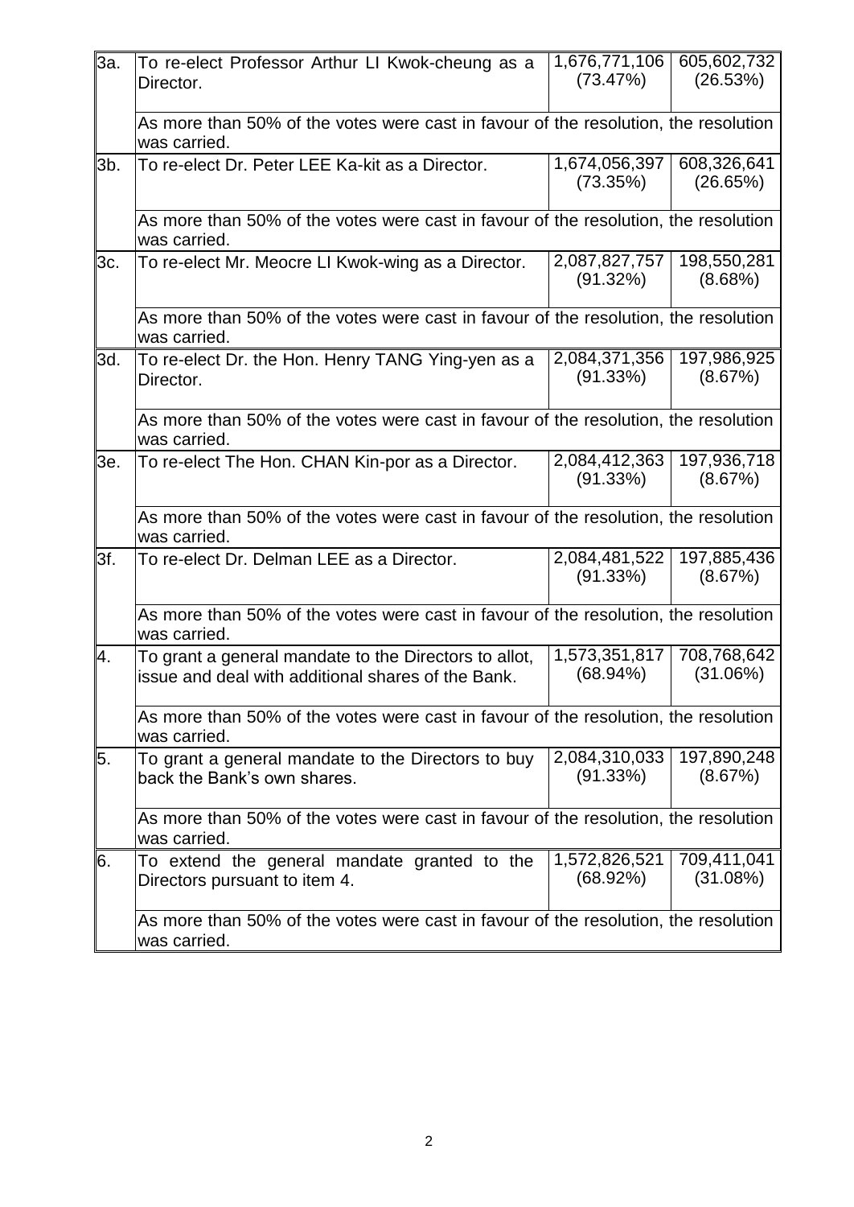| | | | |
|---|---|---|---|
| 3a. | To re-elect Professor Arthur LI Kwok-cheung as a Director. | 1,676,771,106 (73.47%) | 605,602,732 (26.53%) |
| | As more than 50% of the votes were cast in favour of the resolution, the resolution was carried. | | |
| 3b. | To re-elect Dr. Peter LEE Ka-kit as a Director. | 1,674,056,397 (73.35%) | 608,326,641 (26.65%) |
| | As more than 50% of the votes were cast in favour of the resolution, the resolution was carried. | | |
| 3c. | To re-elect Mr. Meocre LI Kwok-wing as a Director. | 2,087,827,757 (91.32%) | 198,550,281 (8.68%) |
| | As more than 50% of the votes were cast in favour of the resolution, the resolution was carried. | | |
| 3d. | To re-elect Dr. the Hon. Henry TANG Ying-yen as a Director. | 2,084,371,356 (91.33%) | 197,986,925 (8.67%) |
| | As more than 50% of the votes were cast in favour of the resolution, the resolution was carried. | | |
| 3e. | To re-elect The Hon. CHAN Kin-por as a Director. | 2,084,412,363 (91.33%) | 197,936,718 (8.67%) |
| | As more than 50% of the votes were cast in favour of the resolution, the resolution was carried. | | |
| 3f. | To re-elect Dr. Delman LEE as a Director. | 2,084,481,522 (91.33%) | 197,885,436 (8.67%) |
| | As more than 50% of the votes were cast in favour of the resolution, the resolution was carried. | | |
| 4. | To grant a general mandate to the Directors to allot, issue and deal with additional shares of the Bank. | 1,573,351,817 (68.94%) | 708,768,642 (31.06%) |
| | As more than 50% of the votes were cast in favour of the resolution, the resolution was carried. | | |
| 5. | To grant a general mandate to the Directors to buy back the Bank's own shares. | 2,084,310,033 (91.33%) | 197,890,248 (8.67%) |
| | As more than 50% of the votes were cast in favour of the resolution, the resolution was carried. | | |
| 6. | To extend the general mandate granted to the Directors pursuant to item 4. | 1,572,826,521 (68.92%) | 709,411,041 (31.08%) |
| | As more than 50% of the votes were cast in favour of the resolution, the resolution was carried. | | |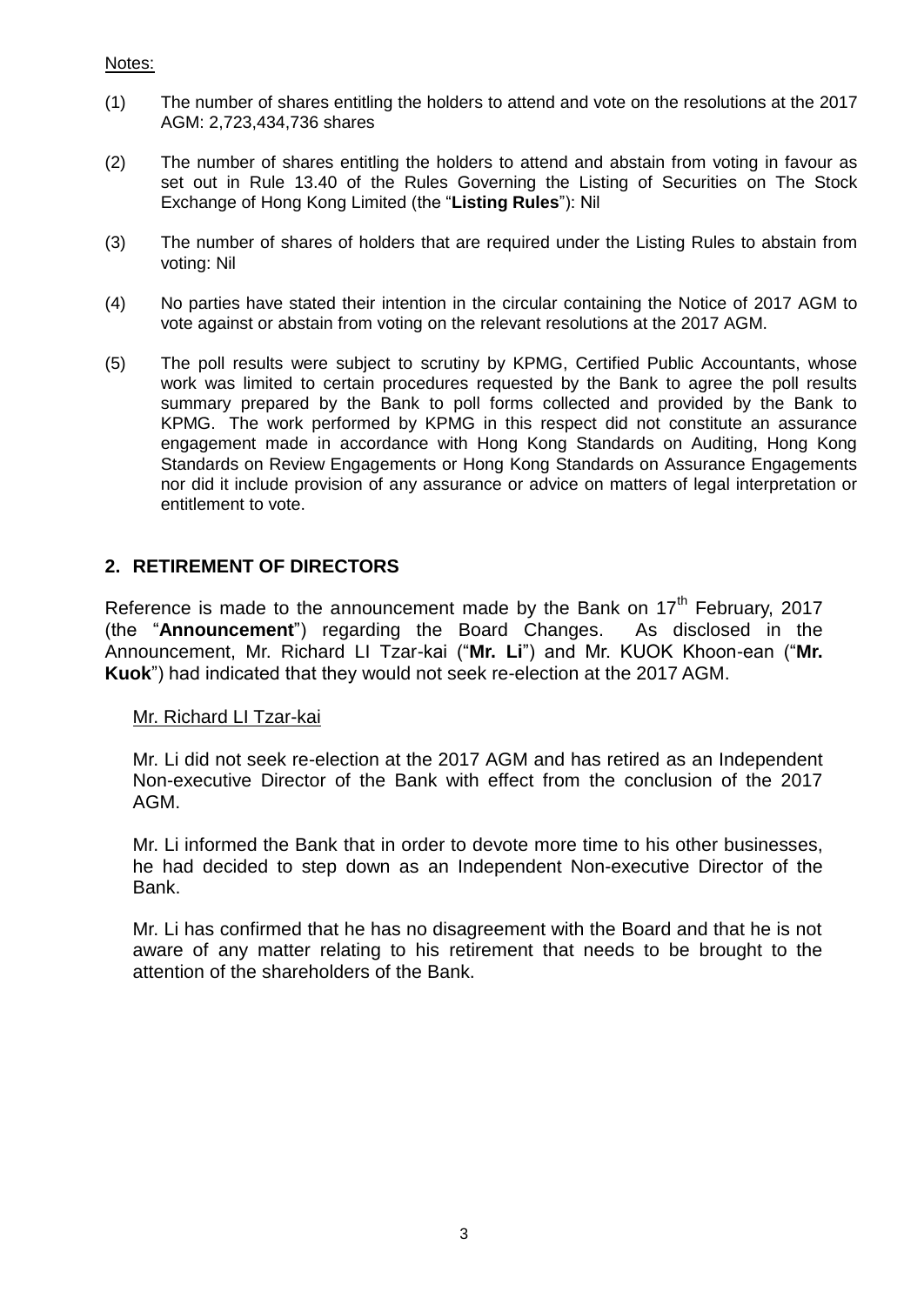Notes:

(1) The number of shares entitling the holders to attend and vote on the resolutions at the 2017 AGM: 2,723,434,736 shares

(2) The number of shares entitling the holders to attend and abstain from voting in favour as set out in Rule 13.40 of the Rules Governing the Listing of Securities on The Stock Exchange of Hong Kong Limited (the "**Listing Rules**"): Nil

(3) The number of shares of holders that are required under the Listing Rules to abstain from voting: Nil

(4) No parties have stated their intention in the circular containing the Notice of 2017 AGM to vote against or abstain from voting on the relevant resolutions at the 2017 AGM.

(5) The poll results were subject to scrutiny by KPMG, Certified Public Accountants, whose work was limited to certain procedures requested by the Bank to agree the poll results summary prepared by the Bank to poll forms collected and provided by the Bank to KPMG. The work performed by KPMG in this respect did not constitute an assurance engagement made in accordance with Hong Kong Standards on Auditing, Hong Kong Standards on Review Engagements or Hong Kong Standards on Assurance Engagements nor did it include provision of any assurance or advice on matters of legal interpretation or entitlement to vote.

## 2. RETIREMENT OF DIRECTORS

Reference is made to the announcement made by the Bank on 17th February, 2017 (the "**Announcement**") regarding the Board Changes. As disclosed in the Announcement, Mr. Richard LI Tzar-kai ("**Mr. Li**") and Mr. KUOK Khoon-ean ("**Mr. Kuok**") had indicated that they would not seek re-election at the 2017 AGM.

Mr. Richard LI Tzar-kai

Mr. Li did not seek re-election at the 2017 AGM and has retired as an Independent Non-executive Director of the Bank with effect from the conclusion of the 2017 AGM.

Mr. Li informed the Bank that in order to devote more time to his other businesses, he had decided to step down as an Independent Non-executive Director of the Bank.

Mr. Li has confirmed that he has no disagreement with the Board and that he is not aware of any matter relating to his retirement that needs to be brought to the attention of the shareholders of the Bank.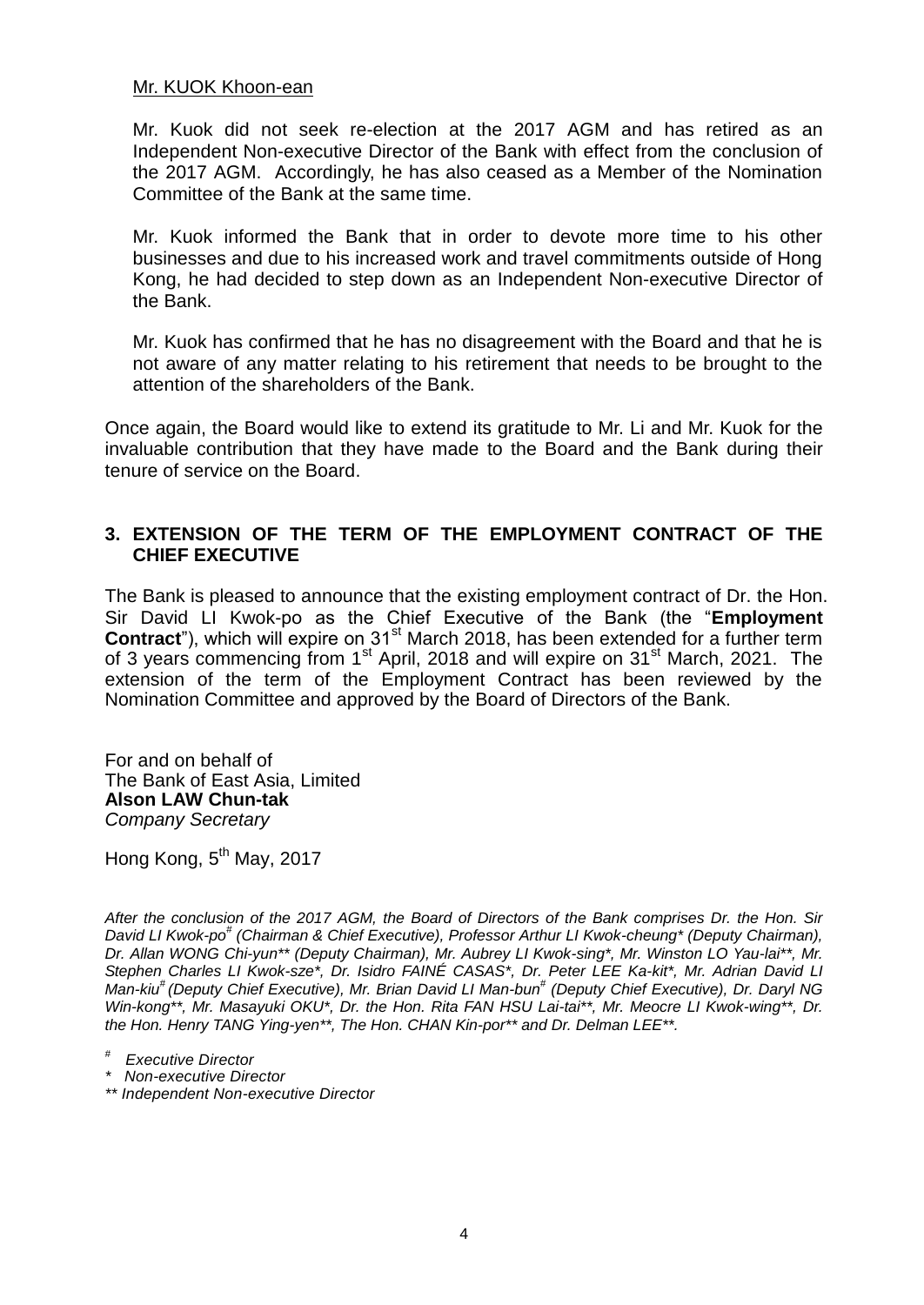Mr. KUOK Khoon-ean

Mr. Kuok did not seek re-election at the 2017 AGM and has retired as an Independent Non-executive Director of the Bank with effect from the conclusion of the 2017 AGM. Accordingly, he has also ceased as a Member of the Nomination Committee of the Bank at the same time.

Mr. Kuok informed the Bank that in order to devote more time to his other businesses and due to his increased work and travel commitments outside of Hong Kong, he had decided to step down as an Independent Non-executive Director of the Bank.

Mr. Kuok has confirmed that he has no disagreement with the Board and that he is not aware of any matter relating to his retirement that needs to be brought to the attention of the shareholders of the Bank.

Once again, the Board would like to extend its gratitude to Mr. Li and Mr. Kuok for the invaluable contribution that they have made to the Board and the Bank during their tenure of service on the Board.

## 3. EXTENSION OF THE TERM OF THE EMPLOYMENT CONTRACT OF THE CHIEF EXECUTIVE

The Bank is pleased to announce that the existing employment contract of Dr. the Hon. Sir David LI Kwok-po as the Chief Executive of the Bank (the "**Employment Contract**"), which will expire on 31st March 2018, has been extended for a further term of 3 years commencing from 1st April, 2018 and will expire on 31st March, 2021. The extension of the term of the Employment Contract has been reviewed by the Nomination Committee and approved by the Board of Directors of the Bank.

For and on behalf of
The Bank of East Asia, Limited
**Alson LAW Chun-tak**
*Company Secretary*

Hong Kong, 5th May, 2017

*After the conclusion of the 2017 AGM, the Board of Directors of the Bank comprises Dr. the Hon. Sir David LI Kwok-po# (Chairman & Chief Executive), Professor Arthur LI Kwok-cheung* (Deputy Chairman), Dr. Allan WONG Chi-yun** (Deputy Chairman), Mr. Aubrey LI Kwok-sing*, Mr. Winston LO Yau-lai**, Mr. Stephen Charles LI Kwok-sze*, Dr. Isidro FAINÉ CASAS*, Dr. Peter LEE Ka-kit*, Mr. Adrian David LI Man-kiu# (Deputy Chief Executive), Mr. Brian David LI Man-bun# (Deputy Chief Executive), Dr. Daryl NG Win-kong**, Mr. Masayuki OKU*, Dr. the Hon. Rita FAN HSU Lai-tai**, Mr. Meocre LI Kwok-wing**, Dr. the Hon. Henry TANG Ying-yen**, The Hon. CHAN Kin-por** and Dr. Delman LEE**.*

# *Executive Director*
\* *Non-executive Director*
\*\* *Independent Non-executive Director*